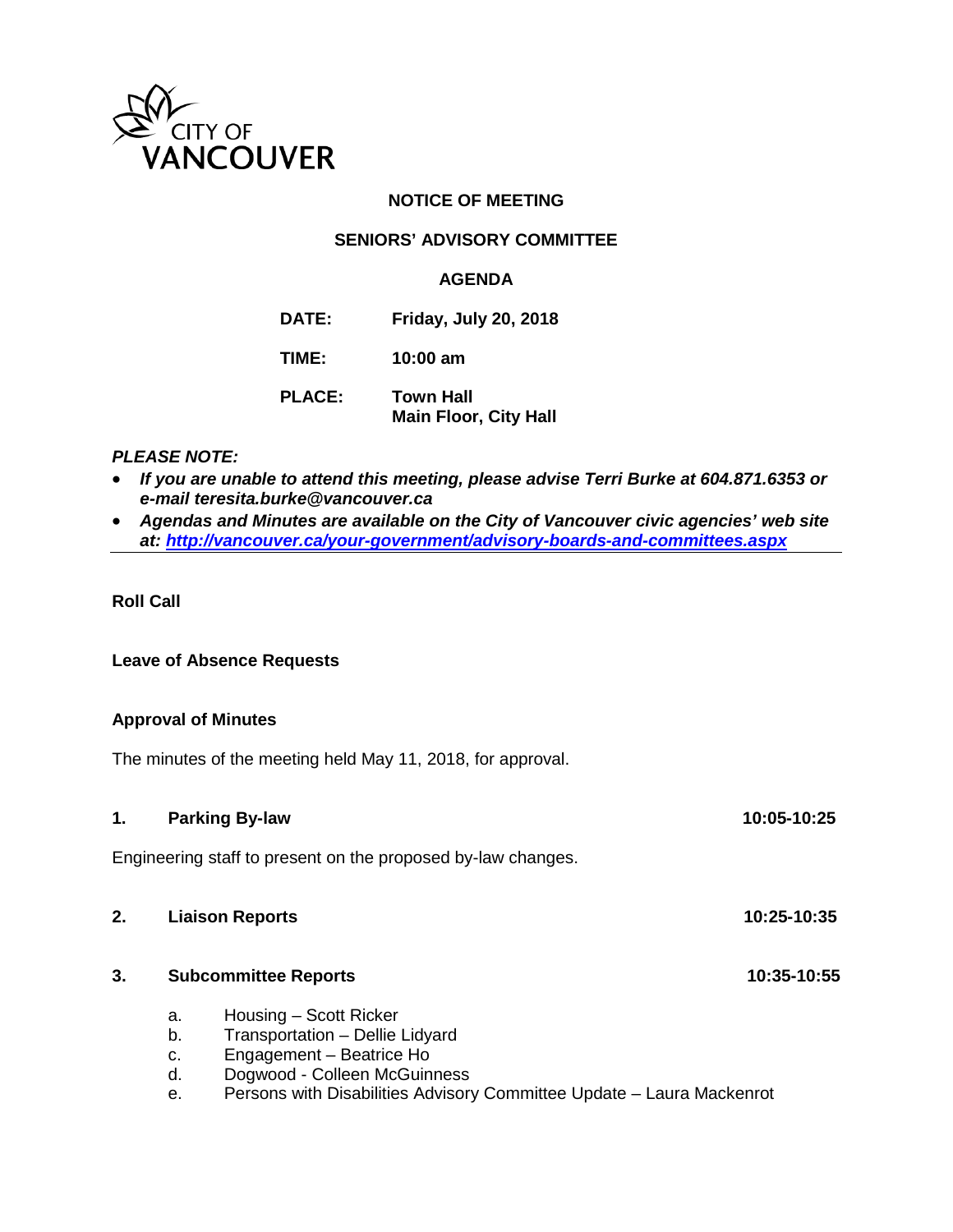CITY OF VANCOUVER

**NOTICE OF MEETING**

**SENIORS' ADVISORY COMMITTEE**

**AGENDA**

**DATE:** **Friday, July 20, 2018**

**TIME:** **10:00 am**

**PLACE:** **Town Hall**
**Main Floor, City Hall**

***PLEASE NOTE:***

- ***If you are unable to attend this meeting, please advise Terri Burke at 604.871.6353 or e-mail teresita.burke@vancouver.ca***
- ***Agendas and Minutes are available on the City of Vancouver civic agencies' web site at: [http://vancouver.ca/your-government/advisory-boards-and-committees.aspx](http://vancouver.ca/your-government/advisory-boards-and-committees.aspx)***

---

**Roll Call**

**Leave of Absence Requests**

**Approval of Minutes**

The minutes of the meeting held May 11, 2018, for approval.

**1. Parking By-law** **10:05-10:25**

Engineering staff to present on the proposed by-law changes.

**2. Liaison Reports** **10:25-10:35**

**3. Subcommittee Reports** **10:35-10:55**

a. Housing – Scott Ricker
b. Transportation – Dellie Lidyard
c. Engagement – Beatrice Ho
d. Dogwood - Colleen McGuinness
e. Persons with Disabilities Advisory Committee Update – Laura Mackenrot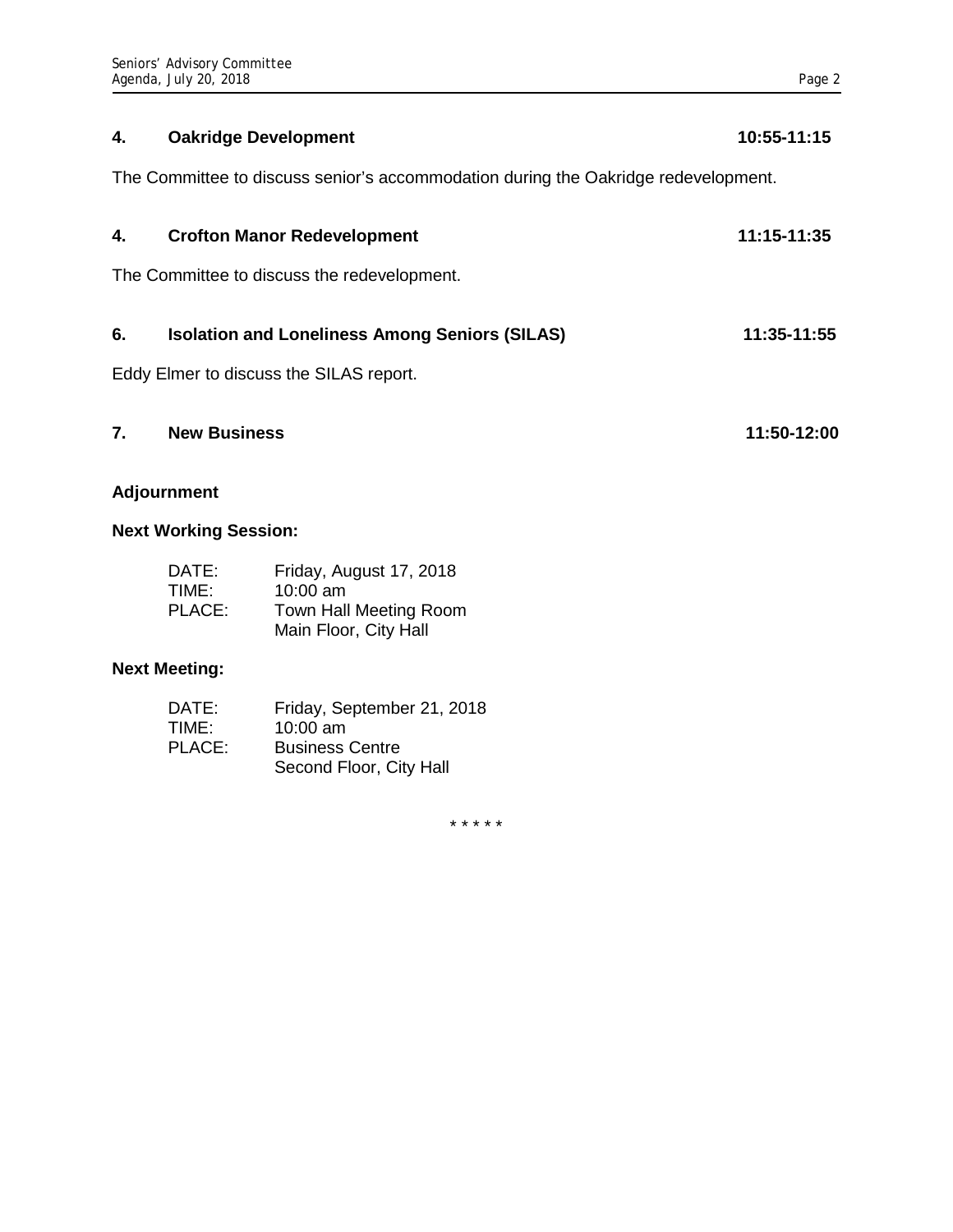### 4. Oakridge Development 10:55-11:15

The Committee to discuss senior's accommodation during the Oakridge redevelopment.

### 4. Crofton Manor Redevelopment 11:15-11:35

The Committee to discuss the redevelopment.

### 6. Isolation and Loneliness Among Seniors (SILAS) 11:35-11:55

Eddy Elmer to discuss the SILAS report.

### 7. New Business 11:50-12:00

**Adjournment**

**Next Working Session:**

DATE: Friday, August 17, 2018
TIME: 10:00 am
PLACE: Town Hall Meeting Room
Main Floor, City Hall

**Next Meeting:**

DATE: Friday, September 21, 2018
TIME: 10:00 am
PLACE: Business Centre
Second Floor, City Hall

* * * * *